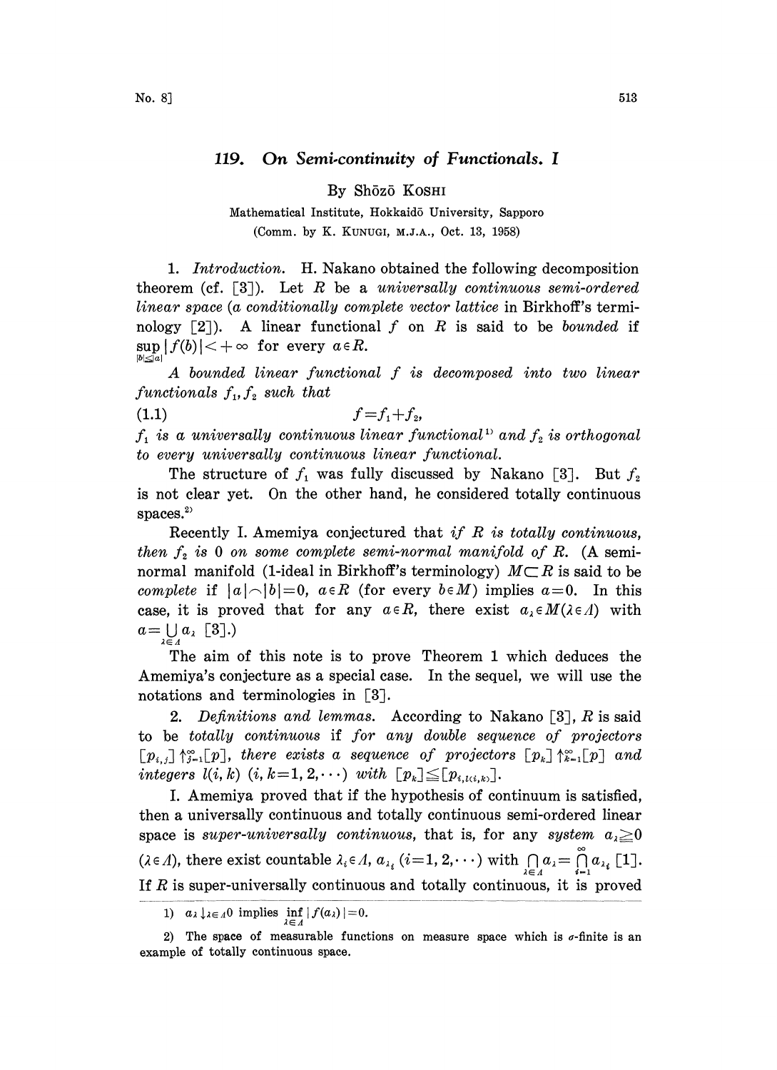# 119. On Semi-continuity of Functionals. I

By Shōzō KOSHI

Mathematical Institute, Hokkaidō University, Sapporo

(Comm. by K. KUNUGI, M.J.A., Oct. 13, 1958)

1. *Introduction*. H. Nakano obtained the following decomposition theorem (cf. [3]). Let $R$ be a *universally continuous semi-ordered linear space* (*a conditionally complete vector lattice* in Birkhoff's terminology [2]). A linear functional $f$ on $R$ is said to be *bounded* if $\sup_{|b|\leq|a|}|f(b)|<+\infty$ for every $a\in R$.

*A bounded linear functional $f$ is decomposed into two linear functionals $f_1, f_2$ such that*

$$f=f_1+f_2, \tag{1.1}$$

*$f_1$ is a universally continuous linear functional*[1] *and $f_2$ is orthogonal to every universally continuous linear functional.*

The structure of $f_1$ was fully discussed by Nakano [3]. But $f_2$ is not clear yet. On the other hand, he considered totally continuous spaces.[2]

Recently I. Amemiya conjectured that *if $R$ is totally continuous, then $f_2$ is 0 on some complete semi-normal manifold of $R$*. (A semi-normal manifold (1-ideal in Birkhoff's terminology) $M\subset R$ is said to be *complete* if $|a|\frown|b|=0$, $a\in R$ (for every $b\in M$) implies $a=0$. In this case, it is proved that for any $a\in R$, there exist $a_\lambda\in M(\lambda\in\Lambda)$ with $a=\bigcup_{\lambda\in\Lambda}a_\lambda$ [3].)

The aim of this note is to prove Theorem 1 which deduces the Amemiya's conjecture as a special case. In the sequel, we will use the notations and terminologies in [3].

2. *Definitions and lemmas*. According to Nakano [3], $R$ is said to be *totally continuous* if *for any double sequence of projectors $[p_{i,j}]\uparrow_{j=1}^{\infty}[p]$, there exists a sequence of projectors $[p_k]\uparrow_{k=1}^{\infty}[p]$ and integers $l(i,k)$ $(i,k=1,2,\cdots)$ with $[p_k]\leq[p_{i,l(i,k)}]$*.

I. Amemiya proved that if the hypothesis of continuum is satisfied, then a universally continuous and totally continuous semi-ordered linear space is *super-universally continuous*, that is, for any *system $a_\lambda\geq0$* $(\lambda\in\Lambda)$, there exist countable $\lambda_i\in\Lambda$, $a_{\lambda_i}$ $(i=1,2,\cdots)$ with $\bigcap_{\lambda\in\Lambda}a_\lambda=\bigcap_{i=1}^{\infty}a_{\lambda_i}$ [1]. If $R$ is super-universally continuous and totally continuous, it is proved

1) $a_\lambda\downarrow_{\lambda\in\Lambda}0$ implies $\inf_{\lambda\in\Lambda}|f(a_\lambda)|=0$.

2) The space of measurable functions on measure space which is $\sigma$-finite is an example of totally continuous space.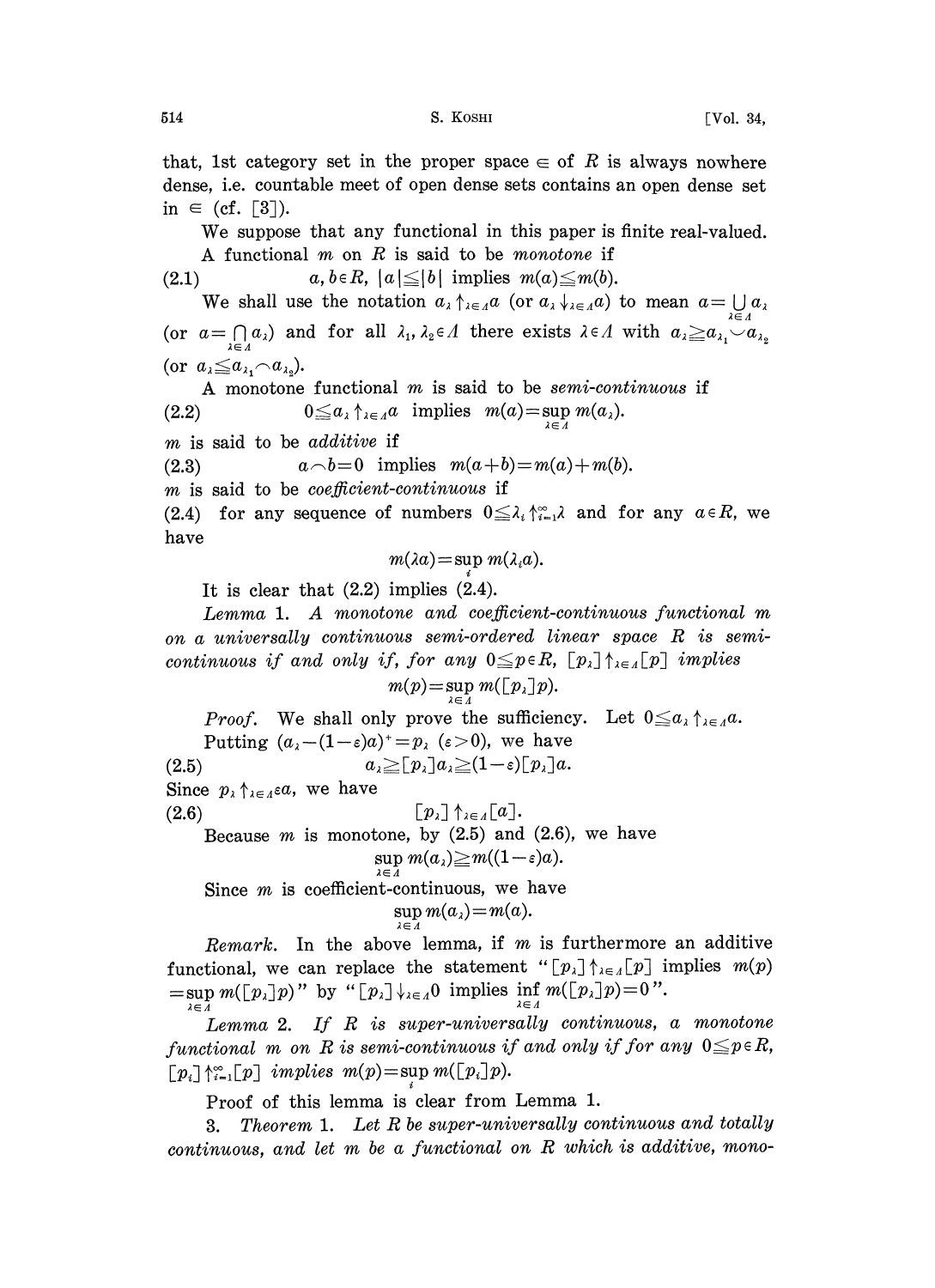that, 1st category set in the proper space $\in$ of $R$ is always nowhere dense, i.e. countable meet of open dense sets contains an open dense set in $\in$ (cf. [3]).

We suppose that any functional in this paper is finite real-valued.

A functional $m$ on $R$ is said to be *monotone* if

$$a, b \in R, \ |a| \leqq |b| \text{ implies } m(a) \leqq m(b). \tag{2.1}$$

We shall use the notation $a_\lambda \uparrow_{\lambda \in \Lambda} a$ (or $a_\lambda \downarrow_{\lambda \in \Lambda} a$) to mean $a = \bigcup_{\lambda \in \Lambda} a_\lambda$ (or $a = \bigcap_{\lambda \in \Lambda} a_\lambda$) and for all $\lambda_1, \lambda_2 \in \Lambda$ there exists $\lambda \in \Lambda$ with $a_\lambda \geqq a_{\lambda_1} \smile a_{\lambda_2}$ (or $a_\lambda \leqq a_{\lambda_1} \frown a_{\lambda_2}$).

A monotone functional $m$ is said to be *semi-continuous* if

$$0 \leqq a_\lambda \uparrow_{\lambda \in \Lambda} a \text{ implies } m(a) = \sup_{\lambda \in \Lambda} m(a_\lambda). \tag{2.2}$$

$m$ is said to be *additive* if

$$a \frown b = 0 \text{ implies } m(a+b) = m(a) + m(b). \tag{2.3}$$

$m$ is said to be *coefficient-continuous* if

(2.4) for any sequence of numbers $0 \leqq \lambda_i \uparrow_{i=1}^\infty \lambda$ and for any $a \in R$, we have

$$m(\lambda a) = \sup_i m(\lambda_i a).$$

It is clear that (2.2) implies (2.4).

*Lemma* 1. *A monotone and coefficient-continuous functional $m$ on a universally continuous semi-ordered linear space $R$ is semi-continuous if and only if, for any $0 \leqq p \in R$, $[p_\lambda] \uparrow_{\lambda \in \Lambda} [p]$ implies*

$$m(p) = \sup_{\lambda \in \Lambda} m([p_\lambda]p).$$

*Proof.* We shall only prove the sufficiency. Let $0 \leqq a_\lambda \uparrow_{\lambda \in \Lambda} a$.

Putting $(a_\lambda - (1-\varepsilon)a)^+ = p_\lambda$ $(\varepsilon > 0)$, we have

$$a_\lambda \geqq [p_\lambda] a_\lambda \geqq (1-\varepsilon)[p_\lambda] a. \tag{2.5}$$

Since $p_\lambda \uparrow_{\lambda \in \Lambda} \varepsilon a$, we have

$$[p_\lambda] \uparrow_{\lambda \in \Lambda} [a]. \tag{2.6}$$

Because $m$ is monotone, by (2.5) and (2.6), we have

$$\sup_{\lambda \in \Lambda} m(a_\lambda) \geqq m((1-\varepsilon)a).$$

Since $m$ is coefficient-continuous, we have

$$\sup_{\lambda \in \Lambda} m(a_\lambda) = m(a).$$

*Remark.* In the above lemma, if $m$ is furthermore an additive functional, we can replace the statement "$[p_\lambda] \uparrow_{\lambda \in \Lambda} [p]$ implies $m(p) = \sup_{\lambda \in \Lambda} m([p_\lambda]p)$" by "$[p_\lambda] \downarrow_{\lambda \in \Lambda} 0$ implies $\inf_{\lambda \in \Lambda} m([p_\lambda]p) = 0$".

*Lemma* 2. *If $R$ is super-universally continuous, a monotone functional $m$ on $R$ is semi-continuous if and only if for any $0 \leqq p \in R$, $[p_i] \uparrow_{i=1}^\infty [p]$ implies $m(p) = \sup_i m([p_i]p)$.*

Proof of this lemma is clear from Lemma 1.

3. *Theorem* 1. *Let $R$ be super-universally continuous and totally continuous, and let $m$ be a functional on $R$ which is additive, mono-*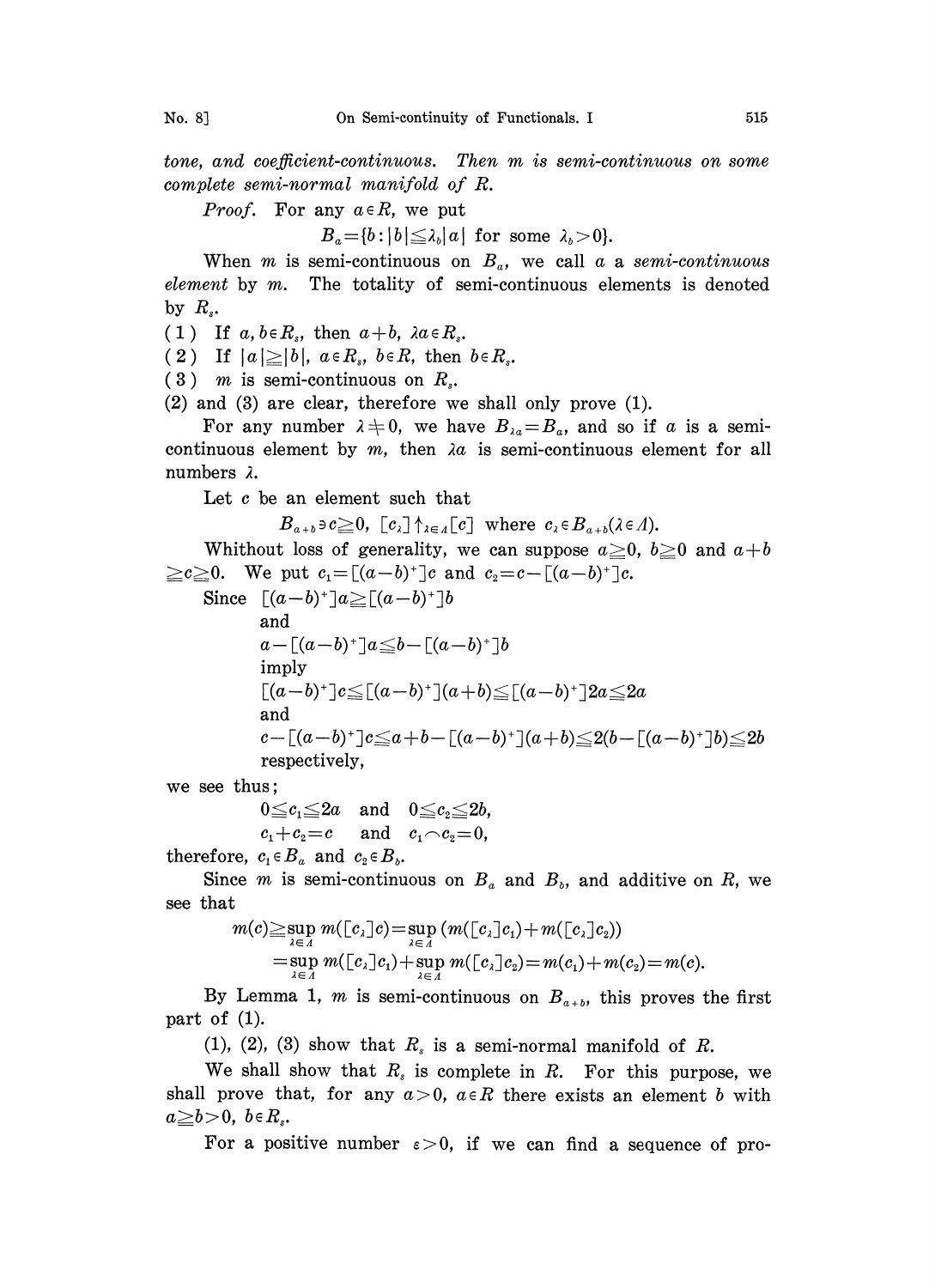*tone, and coefficient-continuous. Then $m$ is semi-continuous on some complete semi-normal manifold of $R$.*

*Proof.* For any $a \in R$, we put

$$B_a = \{b : |b| \leqq \lambda_b |a| \text{ for some } \lambda_b > 0\}.$$

When $m$ is semi-continuous on $B_a$, we call $a$ a *semi-continuous element* by $m$. The totality of semi-continuous elements is denoted by $R_s$.

(1) If $a, b \in R_s$, then $a+b$, $\lambda a \in R_s$.

(2) If $|a| \geqq |b|$, $a \in R_s$, $b \in R$, then $b \in R_s$.

(3) $m$ is semi-continuous on $R_s$.

(2) and (3) are clear, therefore we shall only prove (1).

For any number $\lambda \neq 0$, we have $B_{\lambda a} = B_a$, and so if $a$ is a semi-continuous element by $m$, then $\lambda a$ is semi-continuous element for all numbers $\lambda$.

Let $c$ be an element such that

$$B_{a+b} \ni c \geqq 0, \ [c_\lambda] \uparrow_{\lambda \in \Lambda} [c] \text{ where } c_\lambda \in B_{a+b} (\lambda \in \Lambda).$$

Whithout loss of generality, we can suppose $a \geqq 0$, $b \geqq 0$ and $a+b \geqq c \geqq 0$. We put $c_1 = [(a-b)^+]c$ and $c_2 = c - [(a-b)^+]c$.

Since $[(a-b)^+]a \geqq [(a-b)^+]b$
and
$a - [(a-b)^+]a \leqq b - [(a-b)^+]b$
imply
$[(a-b)^+]c \leqq [(a-b)^+](a+b) \leqq [(a-b)^+]2a \leqq 2a$
and
$c - [(a-b)^+]c \leqq a+b-[(a-b)^+](a+b) \leqq 2(b-[(a-b)^+]b) \leqq 2b$
respectively,

we see thus;

$$0 \leqq c_1 \leqq 2a \quad \text{and} \quad 0 \leqq c_2 \leqq 2b,$$
$$c_1 + c_2 = c \quad \text{and} \quad c_1 \frown c_2 = 0,$$

therefore, $c_1 \in B_a$ and $c_2 \in B_b$.

Since $m$ is semi-continuous on $B_a$ and $B_b$, and additive on $R$, we see that

$$m(c) \geqq \sup_{\lambda \in \Lambda} m([c_\lambda]c) = \sup_{\lambda \in \Lambda} (m([c_\lambda]c_1) + m([c_\lambda]c_2))$$
$$= \sup_{\lambda \in \Lambda} m([c_\lambda]c_1) + \sup_{\lambda \in \Lambda} m([c_\lambda]c_2) = m(c_1) + m(c_2) = m(c).$$

By Lemma 1, $m$ is semi-continuous on $B_{a+b}$, this proves the first part of (1).

(1), (2), (3) show that $R_s$ is a semi-normal manifold of $R$.

We shall show that $R_s$ is complete in $R$. For this purpose, we shall prove that, for any $a > 0$, $a \in R$ there exists an element $b$ with $a \geqq b > 0$, $b \in R_s$.

For a positive number $\varepsilon > 0$, if we can find a sequence of pro-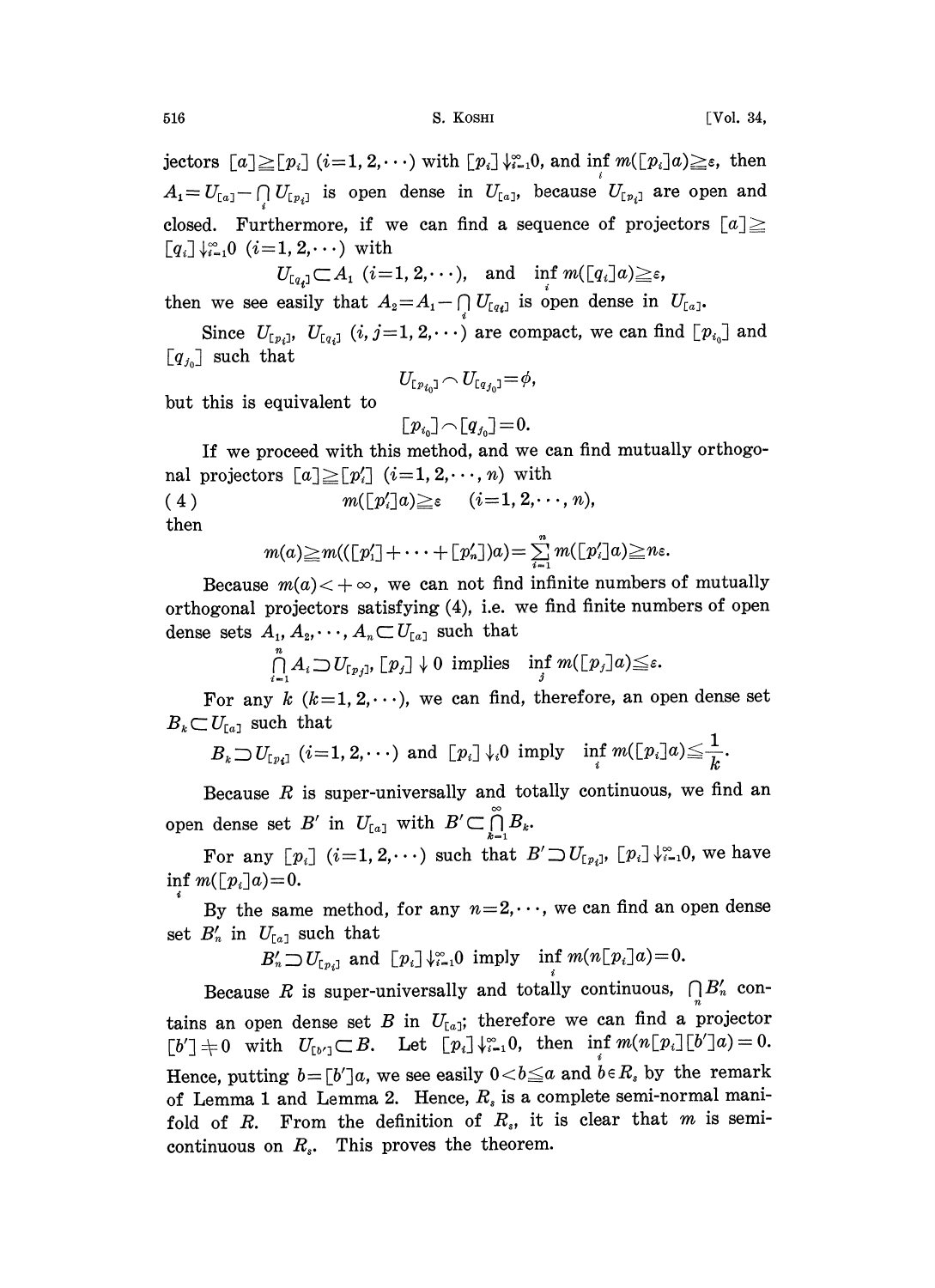jectors $[a] \geqq [p_i]$ $(i=1, 2, \cdots)$ with $[p_i] \downarrow_{i=1}^{\infty} 0$, and $\inf_i m([p_i]a) \geqq \varepsilon$, then $A_1 = U_{[a]} - \bigcap_i U_{[p_i]}$ is open dense in $U_{[a]}$, because $U_{[p_i]}$ are open and closed. Furthermore, if we can find a sequence of projectors $[a] \geqq [q_i] \downarrow_{i=1}^{\infty} 0$ $(i=1, 2, \cdots)$ with

$$U_{[q_i]} \subset A_1 \ (i=1, 2, \cdots), \quad \text{and} \quad \inf_i m([q_i]a) \geqq \varepsilon,$$

then we see easily that $A_2 = A_1 - \bigcap_i U_{[q_i]}$ is open dense in $U_{[a]}$.

Since $U_{[p_i]}$, $U_{[q_j]}$ $(i, j=1, 2, \cdots)$ are compact, we can find $[p_{i_0}]$ and $[q_{j_0}]$ such that

$$U_{[p_{i_0}]} \frown U_{[q_{j_0}]} = \phi,$$

but this is equivalent to

$$[p_{i_0}] \frown [q_{j_0}] = 0.$$

If we proceed with this method, and we can find mutually orthogonal projectors $[a] \geqq [p'_i]$ $(i=1, 2, \cdots, n)$ with

$$m([p'_i]a) \geqq \varepsilon \quad (i=1, 2, \cdots, n), \tag{4}$$

then

$$m(a) \geqq m(([p'_1] + \cdots + [p'_n])a) = \sum_{i=1}^{n} m([p'_i]a) \geqq n\varepsilon.$$

Because $m(a) < +\infty$, we can not find infinite numbers of mutually orthogonal projectors satisfying (4), i.e. we find finite numbers of open dense sets $A_1, A_2, \cdots, A_n \subset U_{[a]}$ such that

$$\bigcap_{i=1}^{n} A_i \supset U_{[p_j]}, \ [p_j] \downarrow 0 \ \text{implies} \ \inf_j m([p_j]a) \leqq \varepsilon.$$

For any $k$ $(k=1, 2, \cdots)$, we can find, therefore, an open dense set $B_k \subset U_{[a]}$ such that

$$B_k \supset U_{[p_i]} \ (i=1, 2, \cdots) \ \text{and} \ [p_i] \downarrow_i 0 \ \text{imply} \ \inf_i m([p_i]a) \leqq \frac{1}{k}.$$

Because $R$ is super-universally and totally continuous, we find an open dense set $B'$ in $U_{[a]}$ with $B' \subset \bigcap_{k=1}^{\infty} B_k$.

For any $[p_i]$ $(i=1, 2, \cdots)$ such that $B' \supset U_{[p_i]}$, $[p_i] \downarrow_{i=1}^{\infty} 0$, we have $\inf_i m([p_i]a) = 0$.

By the same method, for any $n=2, \cdots$, we can find an open dense set $B'_n$ in $U_{[a]}$ such that

$$B'_n \supset U_{[p_i]} \ \text{and} \ [p_i] \downarrow_{i=1}^{\infty} 0 \ \text{imply} \ \inf_i m(n[p_i]a) = 0.$$

Because $R$ is super-universally and totally continuous, $\bigcap_n B'_n$ contains an open dense set $B$ in $U_{[a]}$; therefore we can find a projector $[b'] \neq 0$ with $U_{[b']} \subset B$. Let $[p_i] \downarrow_{i=1}^{\infty} 0$, then $\inf_i m(n[p_i][b']a) = 0$. Hence, putting $b = [b']a$, we see easily $0 < b \leqq a$ and $b \in R_s$ by the remark of Lemma 1 and Lemma 2. Hence, $R_s$ is a complete semi-normal manifold of $R$. From the definition of $R_s$, it is clear that $m$ is semi-continuous on $R_s$. This proves the theorem.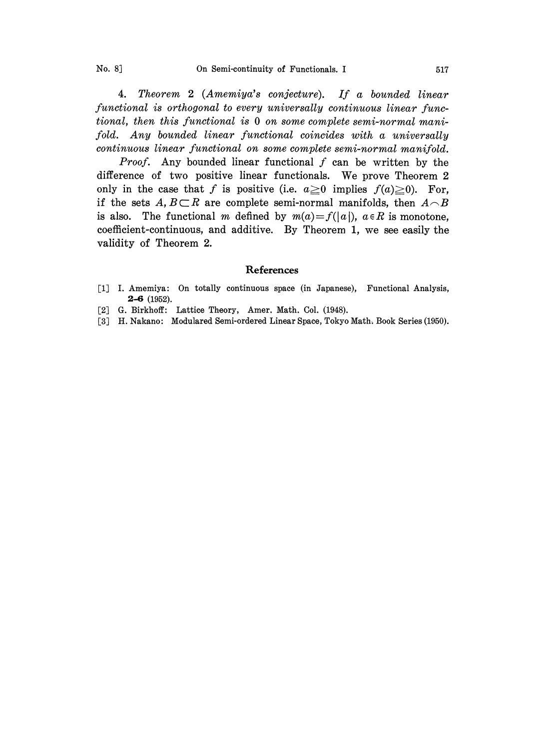4. *Theorem* 2 (*Amemiya's conjecture*). *If a bounded linear functional is orthogonal to every universally continuous linear functional, then this functional is* 0 *on some complete semi-normal manifold. Any bounded linear functional coincides with a universally continuous linear functional on some complete semi-normal manifold.*

*Proof.* Any bounded linear functional $f$ can be written by the difference of two positive linear functionals. We prove Theorem 2 only in the case that $f$ is positive (i.e. $a \geqq 0$ implies $f(a) \geqq 0$). For, if the sets $A, B \subset R$ are complete semi-normal manifolds, then $A \frown B$ is also. The functional $m$ defined by $m(a) = f(|a|)$, $a \in R$ is monotone, coefficient-continuous, and additive. By Theorem 1, we see easily the validity of Theorem 2.

## References

[1] I. Amemiya: On totally continuous space (in Japanese), Functional Analysis, **2-6** (1952).

[2] G. Birkhoff: Lattice Theory, Amer. Math. Col. (1948).

[3] H. Nakano: Modulared Semi-ordered Linear Space, Tokyo Math. Book Series (1950).